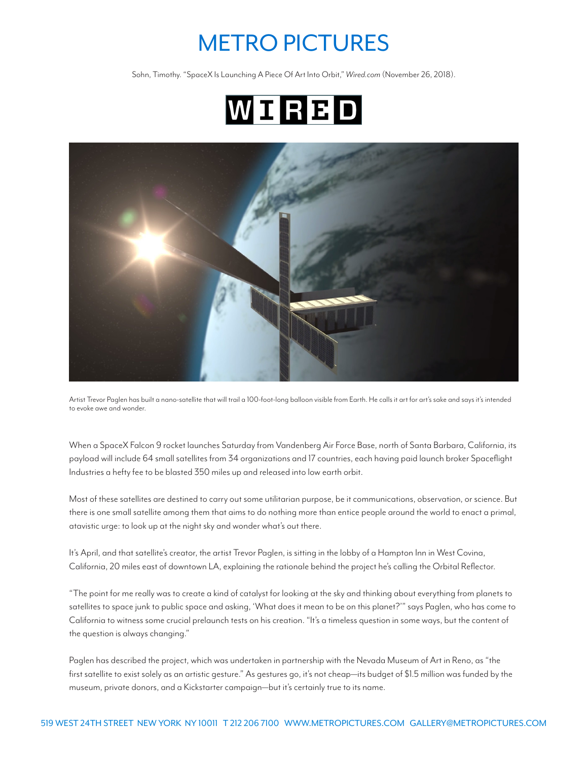# METRO PICTURES

Sohn, Timothy. "SpaceX Is Launching A Piece Of Art Into Orbit," *Wired.com* (November 26, 2018).

WIRED

Artist Trevor Paglen has built a nano-satellite that will trail a 100-foot-long balloon visible from Earth. He calls it art for art's sake and says it's intended to evoke awe and wonder.

When a SpaceX Falcon 9 rocket launches Saturday from Vandenberg Air Force Base, north of Santa Barbara, California, its payload will include 64 small satellites from 34 organizations and 17 countries, each having paid launch broker Spaceflight Industries a hefty fee to be blasted 350 miles up and released into low earth orbit.

Most of these satellites are destined to carry out some utilitarian purpose, be it communications, observation, or science. But there is one small satellite among them that aims to do nothing more than entice people around the world to enact a primal, atavistic urge: to look up at the night sky and wonder what's out there.

It's April, and that satellite's creator, the artist Trevor Paglen, is sitting in the lobby of a Hampton Inn in West Covina, California, 20 miles east of downtown LA, explaining the rationale behind the project he's calling the Orbital Reflector.

"The point for me really was to create a kind of catalyst for looking at the sky and thinking about everything from planets to satellites to space junk to public space and asking, 'What does it mean to be on this planet?'" says Paglen, who has come to California to witness some crucial prelaunch tests on his creation. "It's a timeless question in some ways, but the content of the question is always changing."

Paglen has described the project, which was undertaken in partnership with the Nevada Museum of Art in Reno, as "the first satellite to exist solely as an artistic gesture." As gestures go, it's not cheap—its budget of $1.5 million was funded by the museum, private donors, and a Kickstarter campaign—but it's certainly true to its name.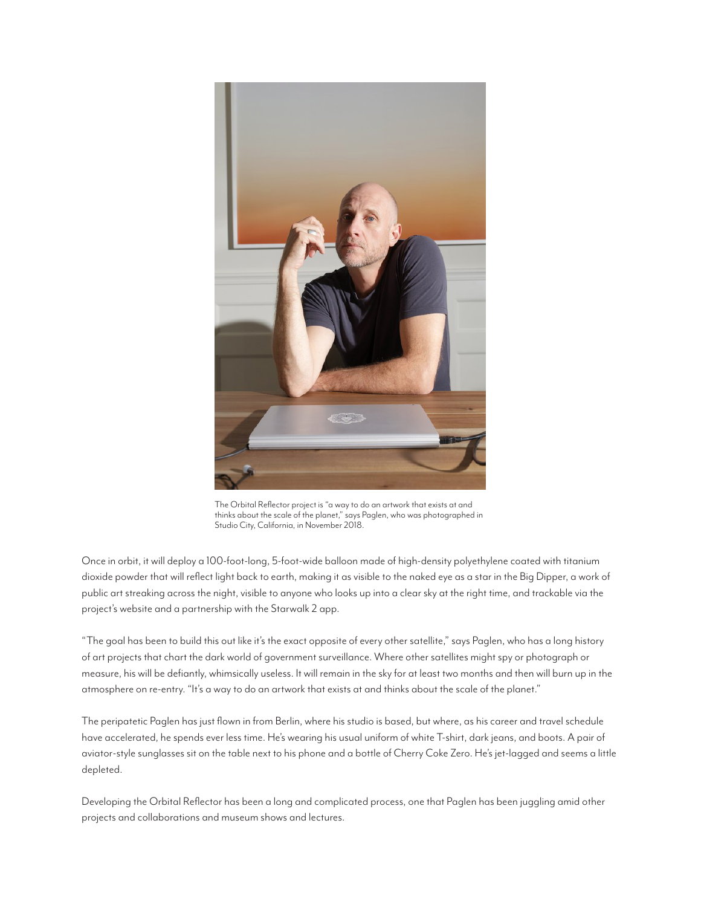The Orbital Reflector project is "a way to do an artwork that exists at and thinks about the scale of the planet," says Paglen, who was photographed in Studio City, California, in November 2018.

Once in orbit, it will deploy a 100-foot-long, 5-foot-wide balloon made of high-density polyethylene coated with titanium dioxide powder that will reflect light back to earth, making it as visible to the naked eye as a star in the Big Dipper, a work of public art streaking across the night, visible to anyone who looks up into a clear sky at the right time, and trackable via the project's website and a partnership with the Starwalk 2 app.

"The goal has been to build this out like it's the exact opposite of every other satellite," says Paglen, who has a long history of art projects that chart the dark world of government surveillance. Where other satellites might spy or photograph or measure, his will be defiantly, whimsically useless. It will remain in the sky for at least two months and then will burn up in the atmosphere on re-entry. "It's a way to do an artwork that exists at and thinks about the scale of the planet."

The peripatetic Paglen has just flown in from Berlin, where his studio is based, but where, as his career and travel schedule have accelerated, he spends ever less time. He's wearing his usual uniform of white T-shirt, dark jeans, and boots. A pair of aviator-style sunglasses sit on the table next to his phone and a bottle of Cherry Coke Zero. He's jet-lagged and seems a little depleted.

Developing the Orbital Reflector has been a long and complicated process, one that Paglen has been juggling amid other projects and collaborations and museum shows and lectures.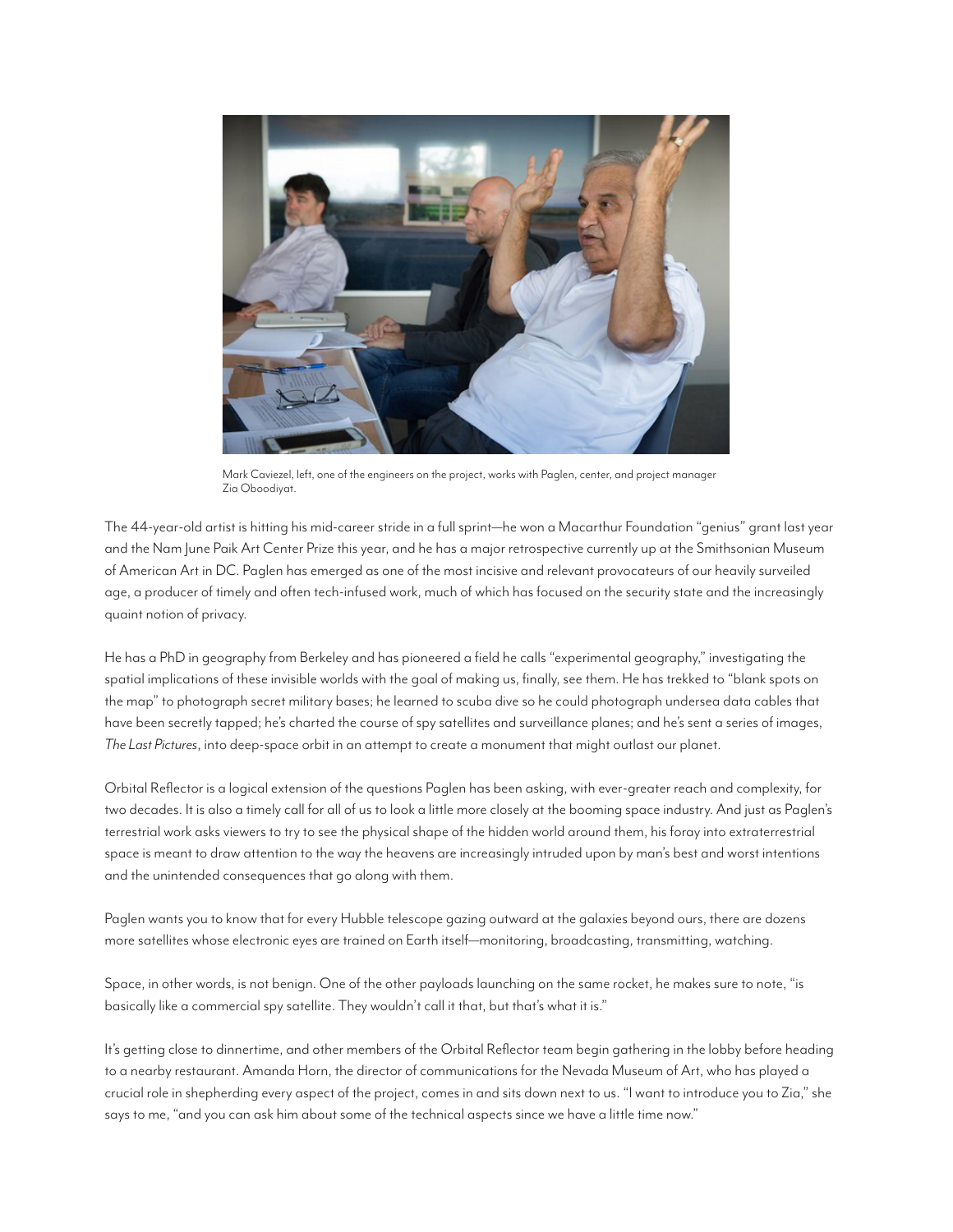Mark Caviezel, left, one of the engineers on the project, works with Paglen, center, and project manager Zia Oboodiyat.

The 44-year-old artist is hitting his mid-career stride in a full sprint—he won a Macarthur Foundation "genius" grant last year and the Nam June Paik Art Center Prize this year, and he has a major retrospective currently up at the Smithsonian Museum of American Art in DC. Paglen has emerged as one of the most incisive and relevant provocateurs of our heavily surveiled age, a producer of timely and often tech-infused work, much of which has focused on the security state and the increasingly quaint notion of privacy.

He has a PhD in geography from Berkeley and has pioneered a field he calls "experimental geography," investigating the spatial implications of these invisible worlds with the goal of making us, finally, see them. He has trekked to "blank spots on the map" to photograph secret military bases; he learned to scuba dive so he could photograph undersea data cables that have been secretly tapped; he's charted the course of spy satellites and surveillance planes; and he's sent a series of images, *The Last Pictures*, into deep-space orbit in an attempt to create a monument that might outlast our planet.

Orbital Reflector is a logical extension of the questions Paglen has been asking, with ever-greater reach and complexity, for two decades. It is also a timely call for all of us to look a little more closely at the booming space industry. And just as Paglen's terrestrial work asks viewers to try to see the physical shape of the hidden world around them, his foray into extraterrestrial space is meant to draw attention to the way the heavens are increasingly intruded upon by man's best and worst intentions and the unintended consequences that go along with them.

Paglen wants you to know that for every Hubble telescope gazing outward at the galaxies beyond ours, there are dozens more satellites whose electronic eyes are trained on Earth itself—monitoring, broadcasting, transmitting, watching.

Space, in other words, is not benign. One of the other payloads launching on the same rocket, he makes sure to note, "is basically like a commercial spy satellite. They wouldn't call it that, but that's what it is."

It's getting close to dinnertime, and other members of the Orbital Reflector team begin gathering in the lobby before heading to a nearby restaurant. Amanda Horn, the director of communications for the Nevada Museum of Art, who has played a crucial role in shepherding every aspect of the project, comes in and sits down next to us. "I want to introduce you to Zia," she says to me, "and you can ask him about some of the technical aspects since we have a little time now."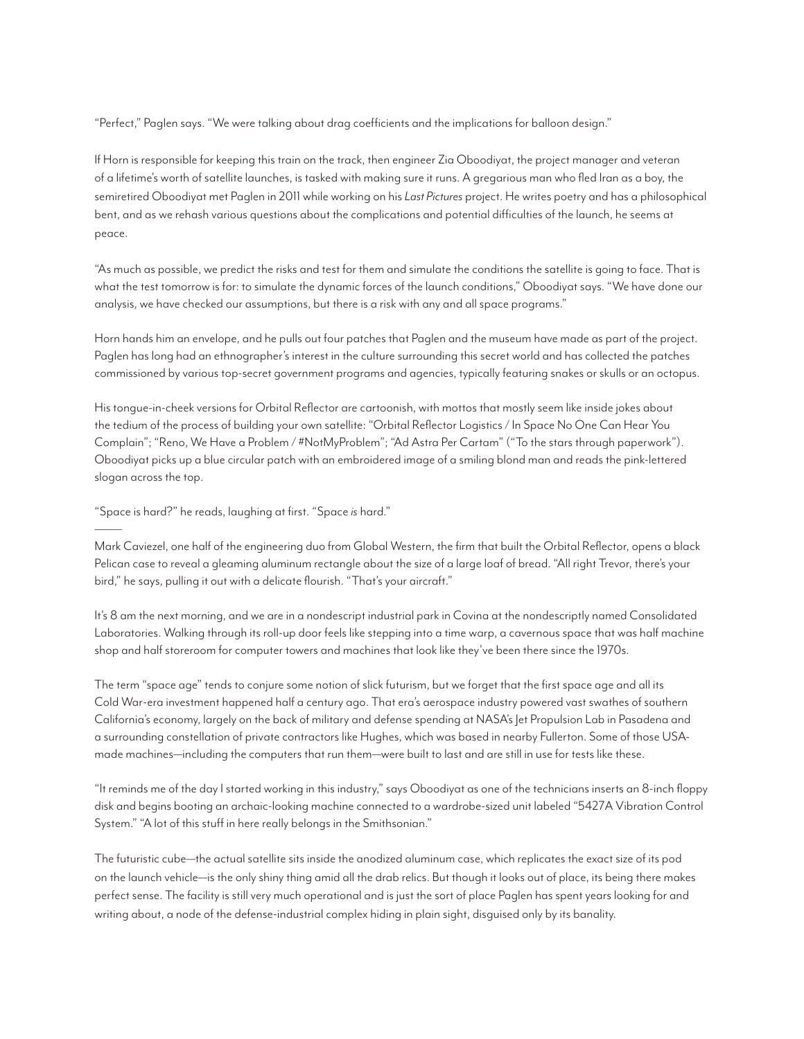"Perfect," Paglen says. "We were talking about drag coefficients and the implications for balloon design."

If Horn is responsible for keeping this train on the track, then engineer Zia Oboodiyat, the project manager and veteran of a lifetime's worth of satellite launches, is tasked with making sure it runs. A gregarious man who fled Iran as a boy, the semiretired Oboodiyat met Paglen in 2011 while working on his *Last Pictures* project. He writes poetry and has a philosophical bent, and as we rehash various questions about the complications and potential difficulties of the launch, he seems at peace.

"As much as possible, we predict the risks and test for them and simulate the conditions the satellite is going to face. That is what the test tomorrow is for: to simulate the dynamic forces of the launch conditions," Oboodiyat says. "We have done our analysis, we have checked our assumptions, but there is a risk with any and all space programs."

Horn hands him an envelope, and he pulls out four patches that Paglen and the museum have made as part of the project. Paglen has long had an ethnographer's interest in the culture surrounding this secret world and has collected the patches commissioned by various top-secret government programs and agencies, typically featuring snakes or skulls or an octopus.

His tongue-in-cheek versions for Orbital Reflector are cartoonish, with mottos that mostly seem like inside jokes about the tedium of the process of building your own satellite: "Orbital Reflector Logistics / In Space No One Can Hear You Complain"; "Reno, We Have a Problem / #NotMyProblem"; "Ad Astra Per Cartam" ("To the stars through paperwork"). Oboodiyat picks up a blue circular patch with an embroidered image of a smiling blond man and reads the pink-lettered slogan across the top.

"Space is hard?" he reads, laughing at first. "Space *is* hard."

---

Mark Caviezel, one half of the engineering duo from Global Western, the firm that built the Orbital Reflector, opens a black Pelican case to reveal a gleaming aluminum rectangle about the size of a large loaf of bread. "All right Trevor, there's your bird," he says, pulling it out with a delicate flourish. "That's your aircraft."

It's 8 am the next morning, and we are in a nondescript industrial park in Covina at the nondescriptly named Consolidated Laboratories. Walking through its roll-up door feels like stepping into a time warp, a cavernous space that was half machine shop and half storeroom for computer towers and machines that look like they've been there since the 1970s.

The term "space age" tends to conjure some notion of slick futurism, but we forget that the first space age and all its Cold War-era investment happened half a century ago. That era's aerospace industry powered vast swathes of southern California's economy, largely on the back of military and defense spending at NASA's Jet Propulsion Lab in Pasadena and a surrounding constellation of private contractors like Hughes, which was based in nearby Fullerton. Some of those USA-made machines—including the computers that run them—were built to last and are still in use for tests like these.

"It reminds me of the day I started working in this industry," says Oboodiyat as one of the technicians inserts an 8-inch floppy disk and begins booting an archaic-looking machine connected to a wardrobe-sized unit labeled "5427A Vibration Control System." "A lot of this stuff in here really belongs in the Smithsonian."

The futuristic cube—the actual satellite sits inside the anodized aluminum case, which replicates the exact size of its pod on the launch vehicle—is the only shiny thing amid all the drab relics. But though it looks out of place, its being there makes perfect sense. The facility is still very much operational and is just the sort of place Paglen has spent years looking for and writing about, a node of the defense-industrial complex hiding in plain sight, disguised only by its banality.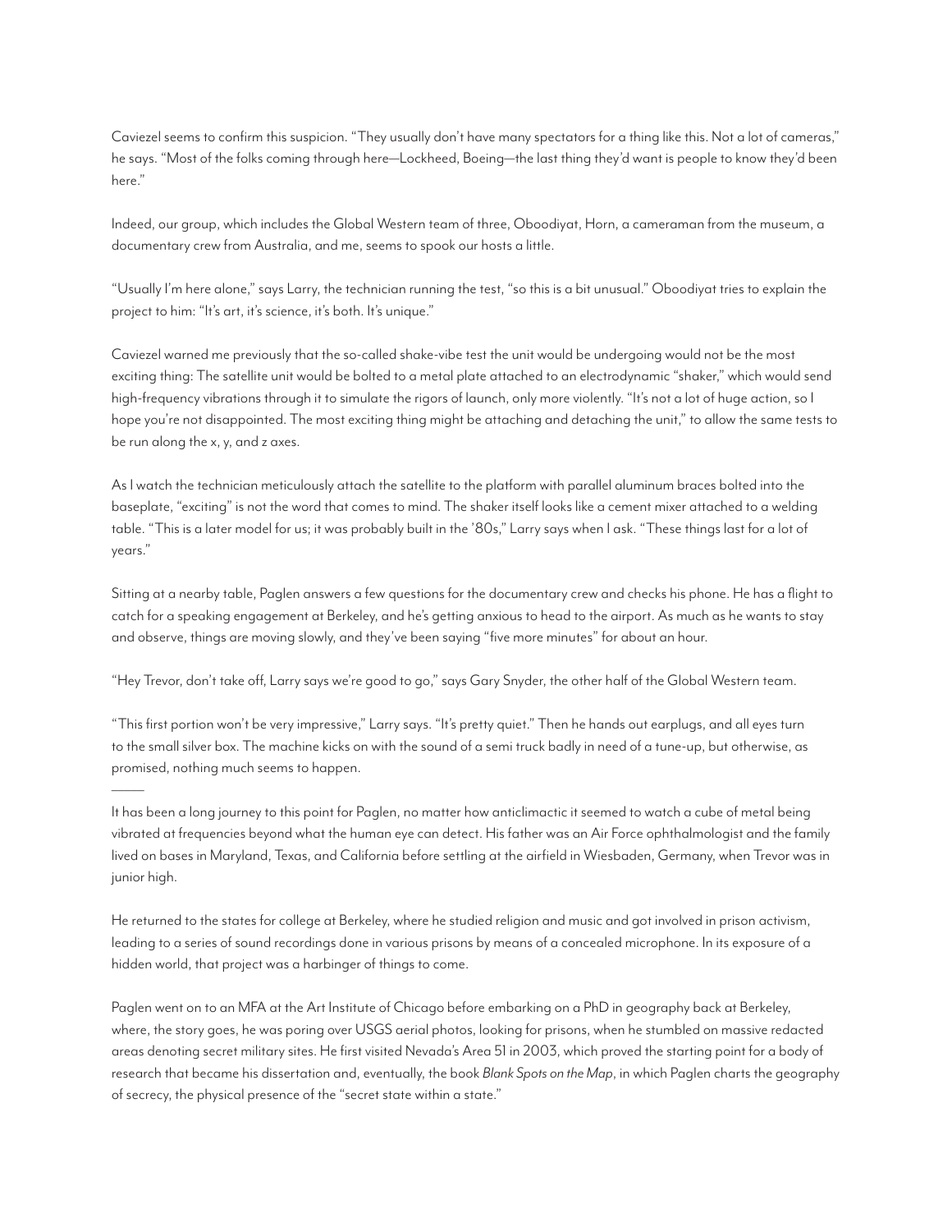Caviezel seems to confirm this suspicion. "They usually don't have many spectators for a thing like this. Not a lot of cameras," he says. "Most of the folks coming through here—Lockheed, Boeing—the last thing they'd want is people to know they'd been here."

Indeed, our group, which includes the Global Western team of three, Oboodiyat, Horn, a cameraman from the museum, a documentary crew from Australia, and me, seems to spook our hosts a little.

"Usually I'm here alone," says Larry, the technician running the test, "so this is a bit unusual." Oboodiyat tries to explain the project to him: "It's art, it's science, it's both. It's unique."

Caviezel warned me previously that the so-called shake-vibe test the unit would be undergoing would not be the most exciting thing: The satellite unit would be bolted to a metal plate attached to an electrodynamic "shaker," which would send high-frequency vibrations through it to simulate the rigors of launch, only more violently. "It's not a lot of huge action, so I hope you're not disappointed. The most exciting thing might be attaching and detaching the unit," to allow the same tests to be run along the x, y, and z axes.

As I watch the technician meticulously attach the satellite to the platform with parallel aluminum braces bolted into the baseplate, "exciting" is not the word that comes to mind. The shaker itself looks like a cement mixer attached to a welding table. "This is a later model for us; it was probably built in the '80s," Larry says when I ask. "These things last for a lot of years."

Sitting at a nearby table, Paglen answers a few questions for the documentary crew and checks his phone. He has a flight to catch for a speaking engagement at Berkeley, and he's getting anxious to head to the airport. As much as he wants to stay and observe, things are moving slowly, and they've been saying "five more minutes" for about an hour.

"Hey Trevor, don't take off, Larry says we're good to go," says Gary Snyder, the other half of the Global Western team.

"This first portion won't be very impressive," Larry says. "It's pretty quiet." Then he hands out earplugs, and all eyes turn to the small silver box. The machine kicks on with the sound of a semi truck badly in need of a tune-up, but otherwise, as promised, nothing much seems to happen.

---

It has been a long journey to this point for Paglen, no matter how anticlimactic it seemed to watch a cube of metal being vibrated at frequencies beyond what the human eye can detect. His father was an Air Force ophthalmologist and the family lived on bases in Maryland, Texas, and California before settling at the airfield in Wiesbaden, Germany, when Trevor was in junior high.

He returned to the states for college at Berkeley, where he studied religion and music and got involved in prison activism, leading to a series of sound recordings done in various prisons by means of a concealed microphone. In its exposure of a hidden world, that project was a harbinger of things to come.

Paglen went on to an MFA at the Art Institute of Chicago before embarking on a PhD in geography back at Berkeley, where, the story goes, he was poring over USGS aerial photos, looking for prisons, when he stumbled on massive redacted areas denoting secret military sites. He first visited Nevada's Area 51 in 2003, which proved the starting point for a body of research that became his dissertation and, eventually, the book *Blank Spots on the Map*, in which Paglen charts the geography of secrecy, the physical presence of the "secret state within a state."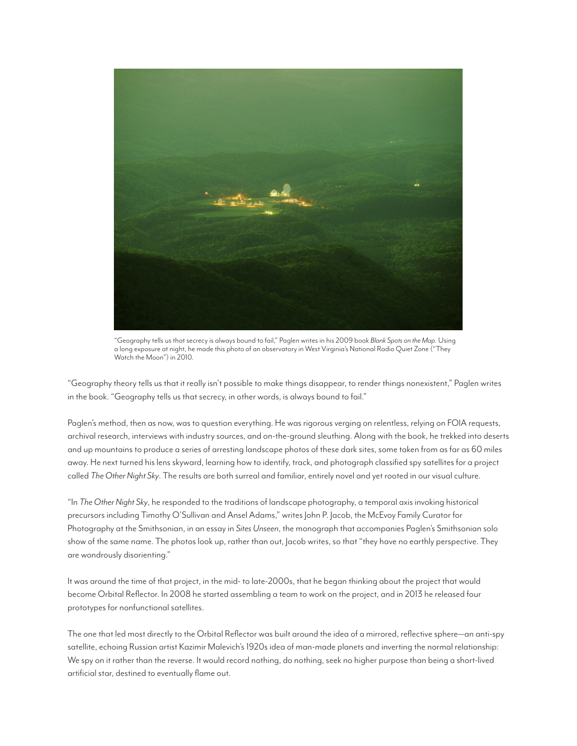"Geography tells us that secrecy is always bound to fail," Paglen writes in his 2009 book *Blank Spots on the Map*. Using a long exposure at night, he made this photo of an observatory in West Virginia's National Radio Quiet Zone ("They Watch the Moon") in 2010.

"Geography theory tells us that it really isn't possible to make things disappear, to render things nonexistent," Paglen writes in the book. "Geography tells us that secrecy, in other words, is always bound to fail."

Paglen's method, then as now, was to question everything. He was rigorous verging on relentless, relying on FOIA requests, archival research, interviews with industry sources, and on-the-ground sleuthing. Along with the book, he trekked into deserts and up mountains to produce a series of arresting landscape photos of these dark sites, some taken from as far as 60 miles away. He next turned his lens skyward, learning how to identify, track, and photograph classified spy satellites for a project called *The Other Night Sky*. The results are both surreal and familiar, entirely novel and yet rooted in our visual culture.

"In *The Other Night Sky*, he responded to the traditions of landscape photography, a temporal axis invoking historical precursors including Timothy O'Sullivan and Ansel Adams," writes John P. Jacob, the McEvoy Family Curator for Photography at the Smithsonian, in an essay in *Sites Unseen*, the monograph that accompanies Paglen's Smithsonian solo show of the same name. The photos look up, rather than out, Jacob writes, so that "they have no earthly perspective. They are wondrously disorienting."

It was around the time of that project, in the mid- to late-2000s, that he began thinking about the project that would become Orbital Reflector. In 2008 he started assembling a team to work on the project, and in 2013 he released four prototypes for nonfunctional satellites.

The one that led most directly to the Orbital Reflector was built around the idea of a mirrored, reflective sphere—an anti-spy satellite, echoing Russian artist Kazimir Malevich's 1920s idea of man-made planets and inverting the normal relationship: We spy on it rather than the reverse. It would record nothing, do nothing, seek no higher purpose than being a short-lived artificial star, destined to eventually flame out.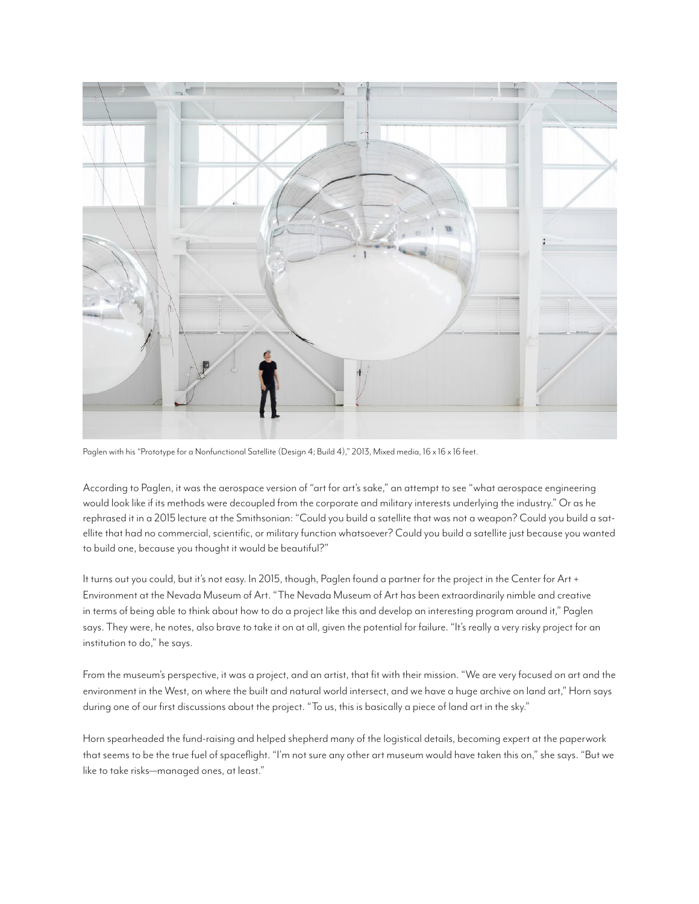Paglen with his "Prototype for a Nonfunctional Satellite (Design 4; Build 4)," 2013, Mixed media, 16 x 16 x 16 feet.

According to Paglen, it was the aerospace version of "art for art's sake," an attempt to see "what aerospace engineering would look like if its methods were decoupled from the corporate and military interests underlying the industry." Or as he rephrased it in a 2015 lecture at the Smithsonian: "Could you build a satellite that was not a weapon? Could you build a satellite that had no commercial, scientific, or military function whatsoever? Could you build a satellite just because you wanted to build one, because you thought it would be beautiful?"

It turns out you could, but it's not easy. In 2015, though, Paglen found a partner for the project in the Center for Art + Environment at the Nevada Museum of Art. "The Nevada Museum of Art has been extraordinarily nimble and creative in terms of being able to think about how to do a project like this and develop an interesting program around it," Paglen says. They were, he notes, also brave to take it on at all, given the potential for failure. "It's really a very risky project for an institution to do," he says.

From the museum's perspective, it was a project, and an artist, that fit with their mission. "We are very focused on art and the environment in the West, on where the built and natural world intersect, and we have a huge archive on land art," Horn says during one of our first discussions about the project. "To us, this is basically a piece of land art in the sky."

Horn spearheaded the fund-raising and helped shepherd many of the logistical details, becoming expert at the paperwork that seems to be the true fuel of spaceflight. "I'm not sure any other art museum would have taken this on," she says. "But we like to take risks—managed ones, at least."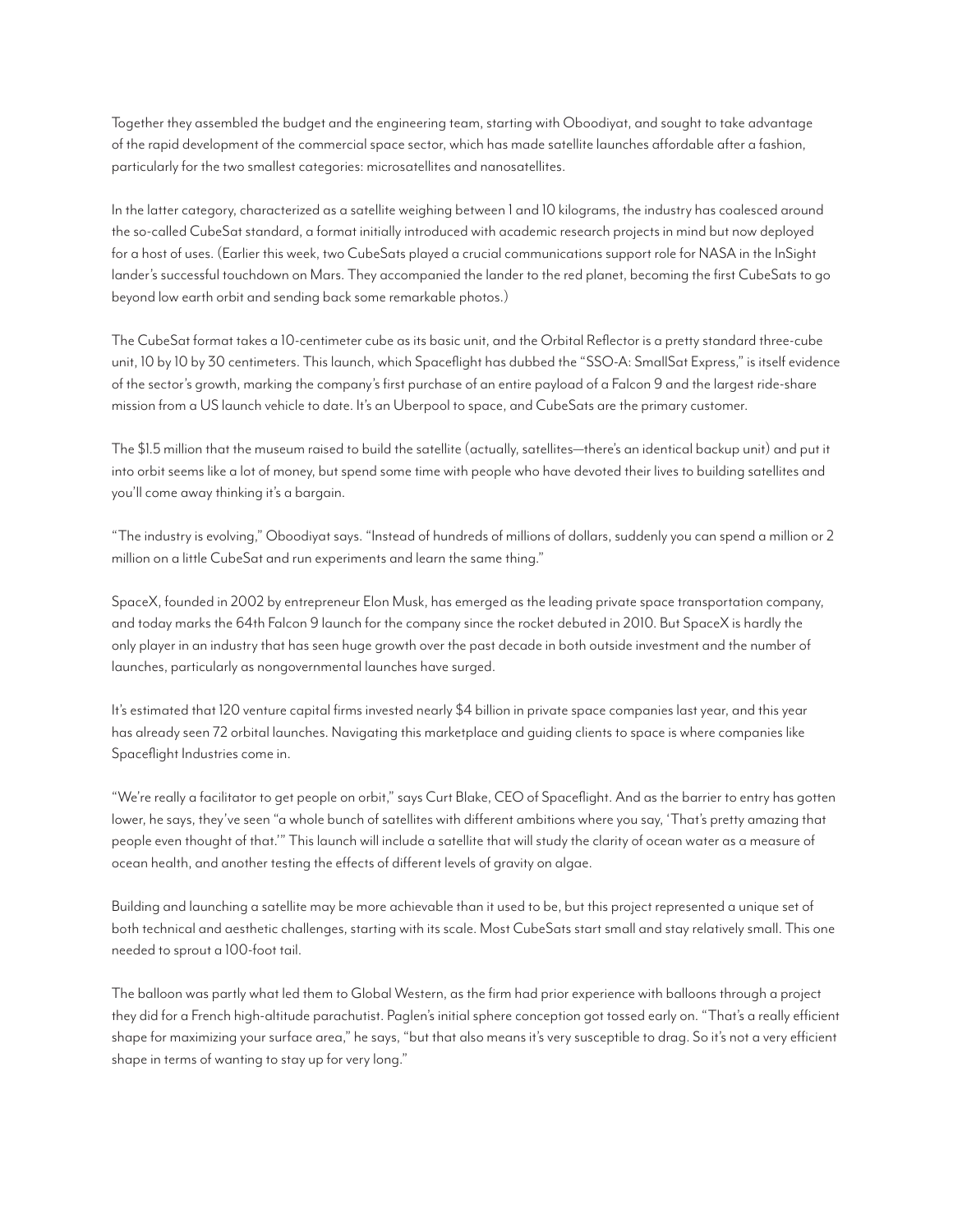Together they assembled the budget and the engineering team, starting with Oboodiyat, and sought to take advantage of the rapid development of the commercial space sector, which has made satellite launches affordable after a fashion, particularly for the two smallest categories: microsatellites and nanosatellites.

In the latter category, characterized as a satellite weighing between 1 and 10 kilograms, the industry has coalesced around the so-called CubeSat standard, a format initially introduced with academic research projects in mind but now deployed for a host of uses. (Earlier this week, two CubeSats played a crucial communications support role for NASA in the InSight lander's successful touchdown on Mars. They accompanied the lander to the red planet, becoming the first CubeSats to go beyond low earth orbit and sending back some remarkable photos.)

The CubeSat format takes a 10-centimeter cube as its basic unit, and the Orbital Reflector is a pretty standard three-cube unit, 10 by 10 by 30 centimeters. This launch, which Spaceflight has dubbed the "SSO-A: SmallSat Express," is itself evidence of the sector's growth, marking the company's first purchase of an entire payload of a Falcon 9 and the largest ride-share mission from a US launch vehicle to date. It's an Uberpool to space, and CubeSats are the primary customer.

The $1.5 million that the museum raised to build the satellite (actually, satellites—there's an identical backup unit) and put it into orbit seems like a lot of money, but spend some time with people who have devoted their lives to building satellites and you'll come away thinking it's a bargain.

"The industry is evolving," Oboodiyat says. "Instead of hundreds of millions of dollars, suddenly you can spend a million or 2 million on a little CubeSat and run experiments and learn the same thing."

SpaceX, founded in 2002 by entrepreneur Elon Musk, has emerged as the leading private space transportation company, and today marks the 64th Falcon 9 launch for the company since the rocket debuted in 2010. But SpaceX is hardly the only player in an industry that has seen huge growth over the past decade in both outside investment and the number of launches, particularly as nongovernmental launches have surged.

It's estimated that 120 venture capital firms invested nearly $4 billion in private space companies last year, and this year has already seen 72 orbital launches. Navigating this marketplace and guiding clients to space is where companies like Spaceflight Industries come in.

"We're really a facilitator to get people on orbit," says Curt Blake, CEO of Spaceflight. And as the barrier to entry has gotten lower, he says, they've seen "a whole bunch of satellites with different ambitions where you say, 'That's pretty amazing that people even thought of that.'" This launch will include a satellite that will study the clarity of ocean water as a measure of ocean health, and another testing the effects of different levels of gravity on algae.

Building and launching a satellite may be more achievable than it used to be, but this project represented a unique set of both technical and aesthetic challenges, starting with its scale. Most CubeSats start small and stay relatively small. This one needed to sprout a 100-foot tail.

The balloon was partly what led them to Global Western, as the firm had prior experience with balloons through a project they did for a French high-altitude parachutist. Paglen's initial sphere conception got tossed early on. "That's a really efficient shape for maximizing your surface area," he says, "but that also means it's very susceptible to drag. So it's not a very efficient shape in terms of wanting to stay up for very long."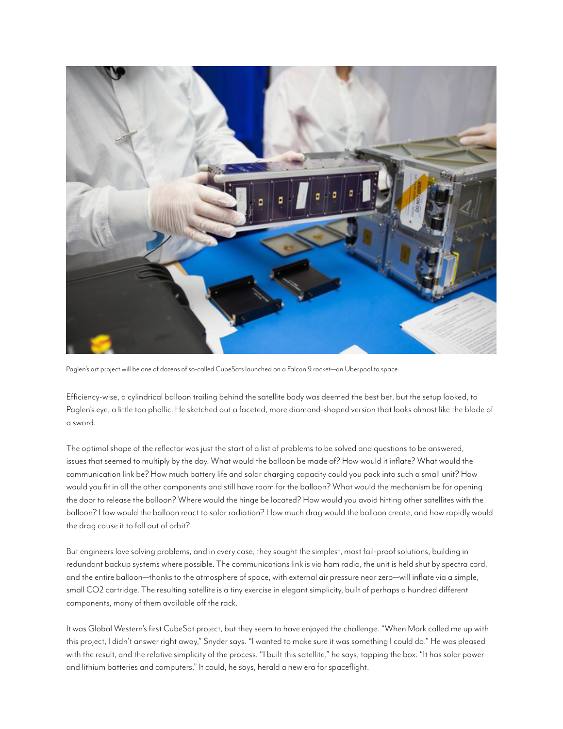Paglen's art project will be one of dozens of so-called CubeSats launched on a Falcon 9 rocket—an Uberpool to space.

Efficiency-wise, a cylindrical balloon trailing behind the satellite body was deemed the best bet, but the setup looked, to Paglen's eye, a little too phallic. He sketched out a faceted, more diamond-shaped version that looks almost like the blade of a sword.

The optimal shape of the reflector was just the start of a list of problems to be solved and questions to be answered, issues that seemed to multiply by the day. What would the balloon be made of? How would it inflate? What would the communication link be? How much battery life and solar charging capacity could you pack into such a small unit? How would you fit in all the other components and still have room for the balloon? What would the mechanism be for opening the door to release the balloon? Where would the hinge be located? How would you avoid hitting other satellites with the balloon? How would the balloon react to solar radiation? How much drag would the balloon create, and how rapidly would the drag cause it to fall out of orbit?

But engineers love solving problems, and in every case, they sought the simplest, most fail-proof solutions, building in redundant backup systems where possible. The communications link is via ham radio, the unit is held shut by spectra cord, and the entire balloon—thanks to the atmosphere of space, with external air pressure near zero—will inflate via a simple, small $CO_2$ cartridge. The resulting satellite is a tiny exercise in elegant simplicity, built of perhaps a hundred different components, many of them available off the rack.

It was Global Western's first CubeSat project, but they seem to have enjoyed the challenge. "When Mark called me up with this project, I didn't answer right away," Snyder says. "I wanted to make sure it was something I could do." He was pleased with the result, and the relative simplicity of the process. "I built this satellite," he says, tapping the box. "It has solar power and lithium batteries and computers." It could, he says, herald a new era for spaceflight.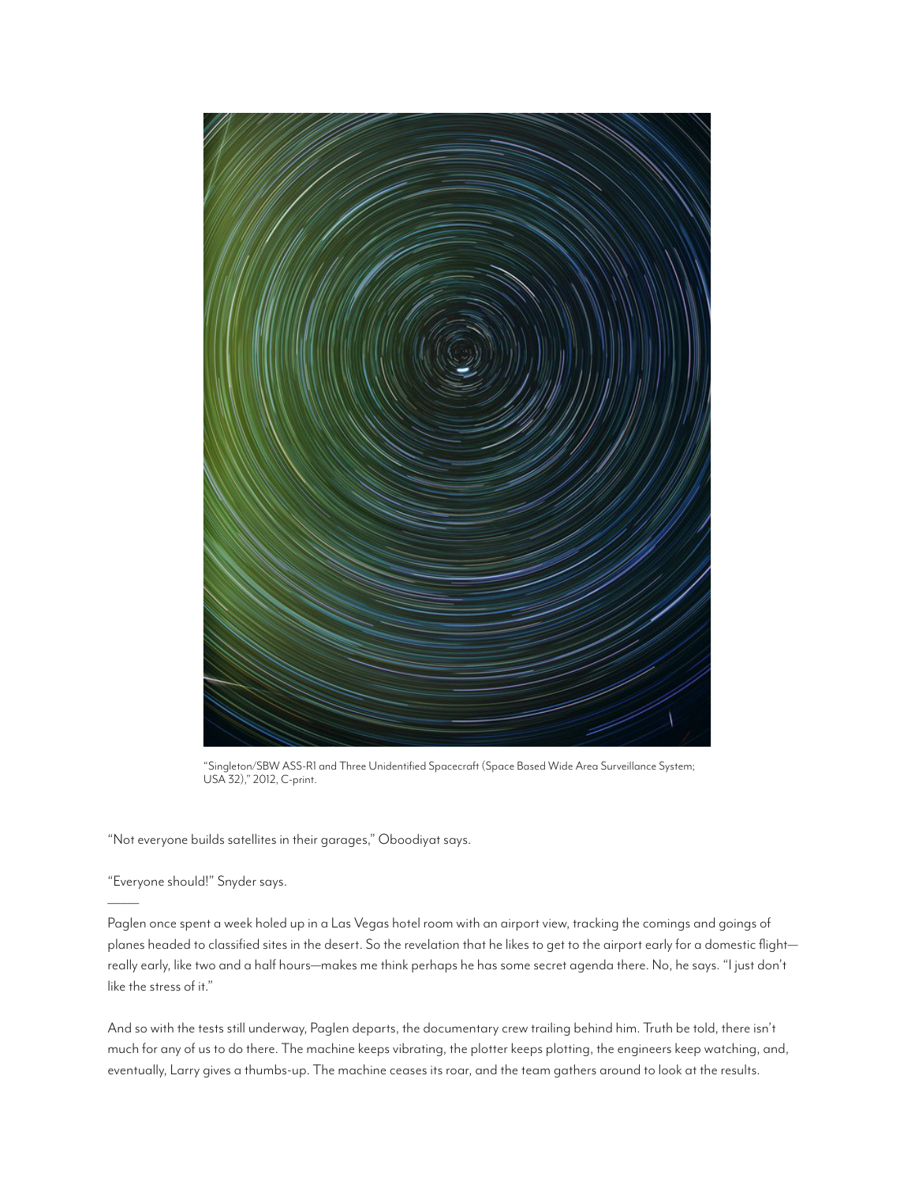"Singleton/SBW ASS-R1 and Three Unidentified Spacecraft (Space Based Wide Area Surveillance System; USA 32)," 2012, C-print.

"Not everyone builds satellites in their garages," Oboodiyat says.

"Everyone should!" Snyder says.

---

Paglen once spent a week holed up in a Las Vegas hotel room with an airport view, tracking the comings and goings of planes headed to classified sites in the desert. So the revelation that he likes to get to the airport early for a domestic flight—really early, like two and a half hours—makes me think perhaps he has some secret agenda there. No, he says. "I just don't like the stress of it."

And so with the tests still underway, Paglen departs, the documentary crew trailing behind him. Truth be told, there isn't much for any of us to do there. The machine keeps vibrating, the plotter keeps plotting, the engineers keep watching, and, eventually, Larry gives a thumbs-up. The machine ceases its roar, and the team gathers around to look at the results.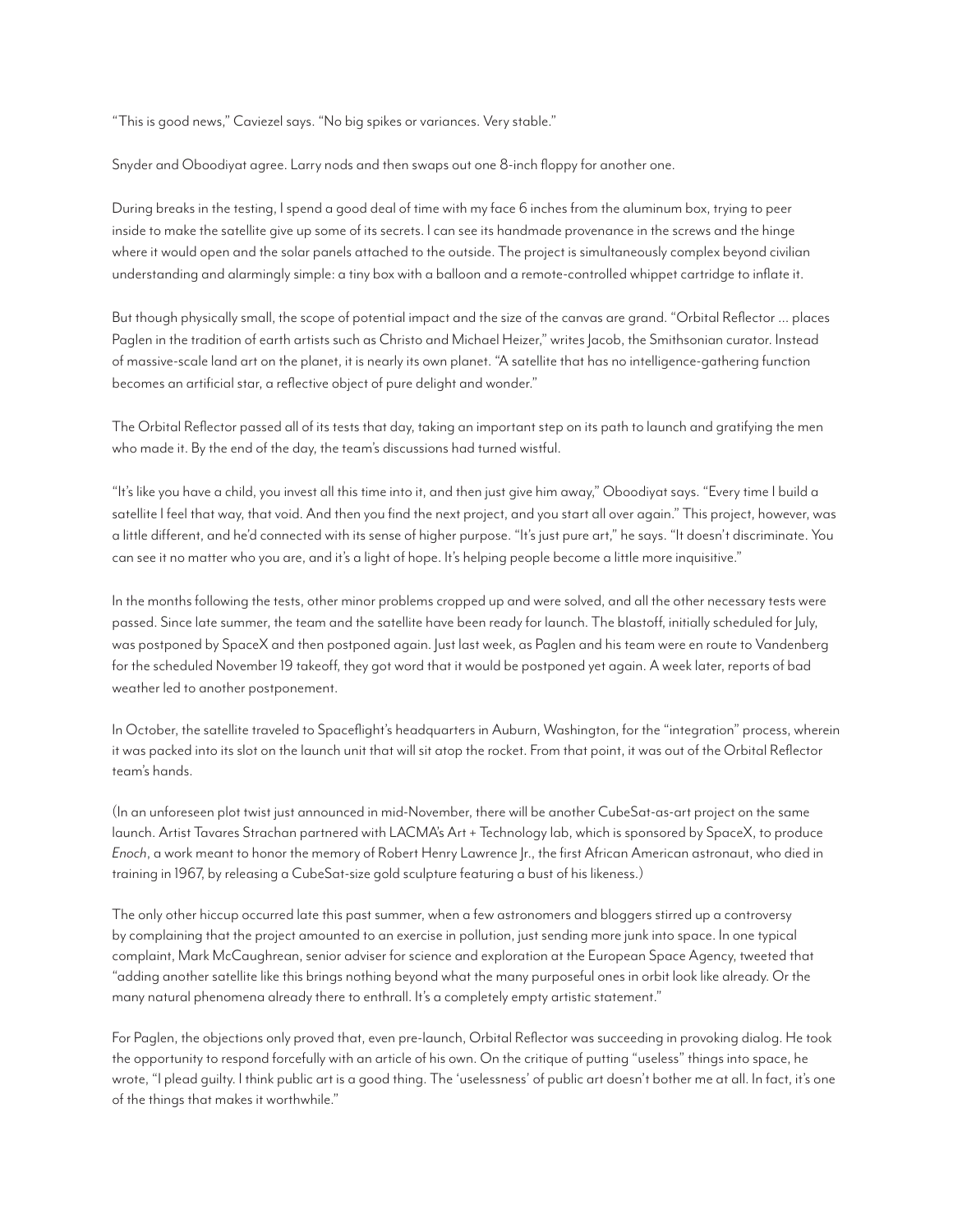"This is good news," Caviezel says. "No big spikes or variances. Very stable."

Snyder and Oboodiyat agree. Larry nods and then swaps out one 8-inch floppy for another one.

During breaks in the testing, I spend a good deal of time with my face 6 inches from the aluminum box, trying to peer inside to make the satellite give up some of its secrets. I can see its handmade provenance in the screws and the hinge where it would open and the solar panels attached to the outside. The project is simultaneously complex beyond civilian understanding and alarmingly simple: a tiny box with a balloon and a remote-controlled whippet cartridge to inflate it.

But though physically small, the scope of potential impact and the size of the canvas are grand. "Orbital Reflector … places Paglen in the tradition of earth artists such as Christo and Michael Heizer," writes Jacob, the Smithsonian curator. Instead of massive-scale land art on the planet, it is nearly its own planet. "A satellite that has no intelligence-gathering function becomes an artificial star, a reflective object of pure delight and wonder."

The Orbital Reflector passed all of its tests that day, taking an important step on its path to launch and gratifying the men who made it. By the end of the day, the team's discussions had turned wistful.

"It's like you have a child, you invest all this time into it, and then just give him away," Oboodiyat says. "Every time I build a satellite I feel that way, that void. And then you find the next project, and you start all over again." This project, however, was a little different, and he'd connected with its sense of higher purpose. "It's just pure art," he says. "It doesn't discriminate. You can see it no matter who you are, and it's a light of hope. It's helping people become a little more inquisitive."

In the months following the tests, other minor problems cropped up and were solved, and all the other necessary tests were passed. Since late summer, the team and the satellite have been ready for launch. The blastoff, initially scheduled for July, was postponed by SpaceX and then postponed again. Just last week, as Paglen and his team were en route to Vandenberg for the scheduled November 19 takeoff, they got word that it would be postponed yet again. A week later, reports of bad weather led to another postponement.

In October, the satellite traveled to Spaceflight's headquarters in Auburn, Washington, for the "integration" process, wherein it was packed into its slot on the launch unit that will sit atop the rocket. From that point, it was out of the Orbital Reflector team's hands.

(In an unforeseen plot twist just announced in mid-November, there will be another CubeSat-as-art project on the same launch. Artist Tavares Strachan partnered with LACMA's Art + Technology lab, which is sponsored by SpaceX, to produce *Enoch*, a work meant to honor the memory of Robert Henry Lawrence Jr., the first African American astronaut, who died in training in 1967, by releasing a CubeSat-size gold sculpture featuring a bust of his likeness.)

The only other hiccup occurred late this past summer, when a few astronomers and bloggers stirred up a controversy by complaining that the project amounted to an exercise in pollution, just sending more junk into space. In one typical complaint, Mark McCaughrean, senior adviser for science and exploration at the European Space Agency, tweeted that "adding another satellite like this brings nothing beyond what the many purposeful ones in orbit look like already. Or the many natural phenomena already there to enthrall. It's a completely empty artistic statement."

For Paglen, the objections only proved that, even pre-launch, Orbital Reflector was succeeding in provoking dialog. He took the opportunity to respond forcefully with an article of his own. On the critique of putting "useless" things into space, he wrote, "I plead guilty. I think public art is a good thing. The 'uselessness' of public art doesn't bother me at all. In fact, it's one of the things that makes it worthwhile."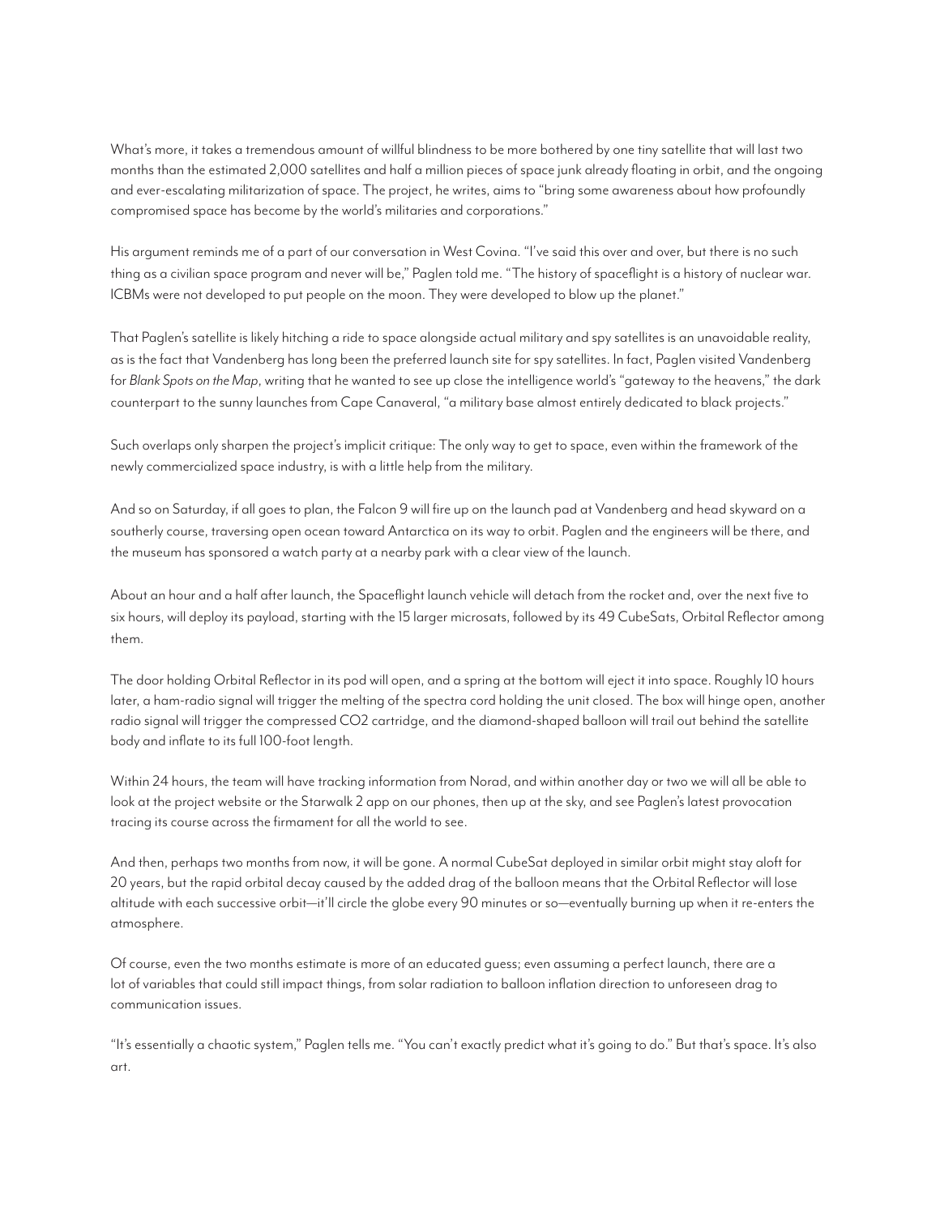What's more, it takes a tremendous amount of willful blindness to be more bothered by one tiny satellite that will last two months than the estimated 2,000 satellites and half a million pieces of space junk already floating in orbit, and the ongoing and ever-escalating militarization of space. The project, he writes, aims to "bring some awareness about how profoundly compromised space has become by the world's militaries and corporations."

His argument reminds me of a part of our conversation in West Covina. "I've said this over and over, but there is no such thing as a civilian space program and never will be," Paglen told me. "The history of spaceflight is a history of nuclear war. ICBMs were not developed to put people on the moon. They were developed to blow up the planet."

That Paglen's satellite is likely hitching a ride to space alongside actual military and spy satellites is an unavoidable reality, as is the fact that Vandenberg has long been the preferred launch site for spy satellites. In fact, Paglen visited Vandenberg for *Blank Spots on the Map*, writing that he wanted to see up close the intelligence world's "gateway to the heavens," the dark counterpart to the sunny launches from Cape Canaveral, "a military base almost entirely dedicated to black projects."

Such overlaps only sharpen the project's implicit critique: The only way to get to space, even within the framework of the newly commercialized space industry, is with a little help from the military.

And so on Saturday, if all goes to plan, the Falcon 9 will fire up on the launch pad at Vandenberg and head skyward on a southerly course, traversing open ocean toward Antarctica on its way to orbit. Paglen and the engineers will be there, and the museum has sponsored a watch party at a nearby park with a clear view of the launch.

About an hour and a half after launch, the Spaceflight launch vehicle will detach from the rocket and, over the next five to six hours, will deploy its payload, starting with the 15 larger microsats, followed by its 49 CubeSats, Orbital Reflector among them.

The door holding Orbital Reflector in its pod will open, and a spring at the bottom will eject it into space. Roughly 10 hours later, a ham-radio signal will trigger the melting of the spectra cord holding the unit closed. The box will hinge open, another radio signal will trigger the compressed $CO_2$ cartridge, and the diamond-shaped balloon will trail out behind the satellite body and inflate to its full 100-foot length.

Within 24 hours, the team will have tracking information from Norad, and within another day or two we will all be able to look at the project website or the Starwalk 2 app on our phones, then up at the sky, and see Paglen's latest provocation tracing its course across the firmament for all the world to see.

And then, perhaps two months from now, it will be gone. A normal CubeSat deployed in similar orbit might stay aloft for 20 years, but the rapid orbital decay caused by the added drag of the balloon means that the Orbital Reflector will lose altitude with each successive orbit—it'll circle the globe every 90 minutes or so—eventually burning up when it re-enters the atmosphere.

Of course, even the two months estimate is more of an educated guess; even assuming a perfect launch, there are a lot of variables that could still impact things, from solar radiation to balloon inflation direction to unforeseen drag to communication issues.

"It's essentially a chaotic system," Paglen tells me. "You can't exactly predict what it's going to do." But that's space. It's also art.